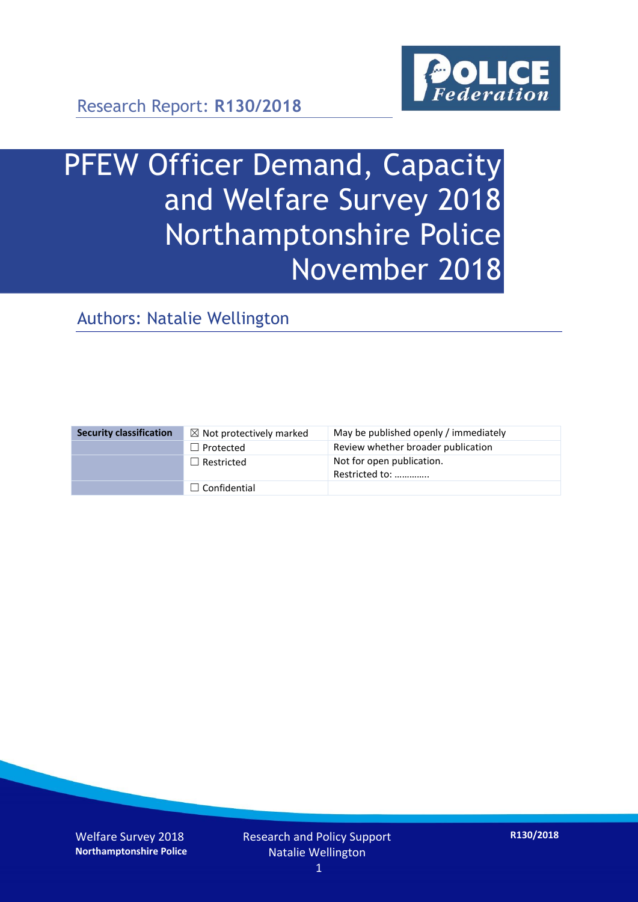Research Report: **R130/2018**

# PFEW Officer Demand, Capacity and Welfare Survey 2018 Northamptonshire Police November 2018

## Authors: Natalie Wellington

| Security classification | ☒ Not protectively marked | May be published openly / immediately |
| --- | --- | --- |
| | ☐ Protected | Review whether broader publication |
| | ☐ Restricted | Not for open publication.<br>Restricted to: ………….. |
| | ☐ Confidential | |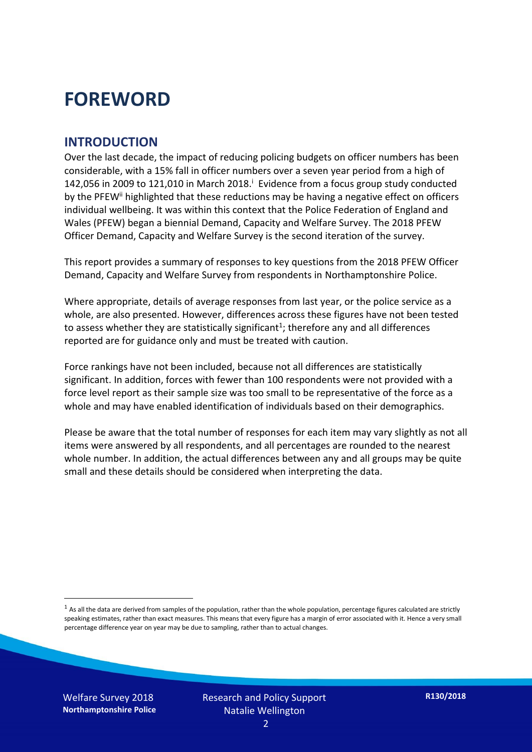# FOREWORD

## INTRODUCTION

Over the last decade, the impact of reducing policing budgets on officer numbers has been considerable, with a 15% fall in officer numbers over a seven year period from a high of 142,056 in 2009 to 121,010 in March 2018.[i] Evidence from a focus group study conducted by the PFEW[ii] highlighted that these reductions may be having a negative effect on officers individual wellbeing. It was within this context that the Police Federation of England and Wales (PFEW) began a biennial Demand, Capacity and Welfare Survey. The 2018 PFEW Officer Demand, Capacity and Welfare Survey is the second iteration of the survey.

This report provides a summary of responses to key questions from the 2018 PFEW Officer Demand, Capacity and Welfare Survey from respondents in Northamptonshire Police.

Where appropriate, details of average responses from last year, or the police service as a whole, are also presented. However, differences across these figures have not been tested to assess whether they are statistically significant[1]; therefore any and all differences reported are for guidance only and must be treated with caution.

Force rankings have not been included, because not all differences are statistically significant. In addition, forces with fewer than 100 respondents were not provided with a force level report as their sample size was too small to be representative of the force as a whole and may have enabled identification of individuals based on their demographics.

Please be aware that the total number of responses for each item may vary slightly as not all items were answered by all respondents, and all percentages are rounded to the nearest whole number. In addition, the actual differences between any and all groups may be quite small and these details should be considered when interpreting the data.

[1] As all the data are derived from samples of the population, rather than the whole population, percentage figures calculated are strictly speaking estimates, rather than exact measures. This means that every figure has a margin of error associated with it. Hence a very small percentage difference year on year may be due to sampling, rather than to actual changes.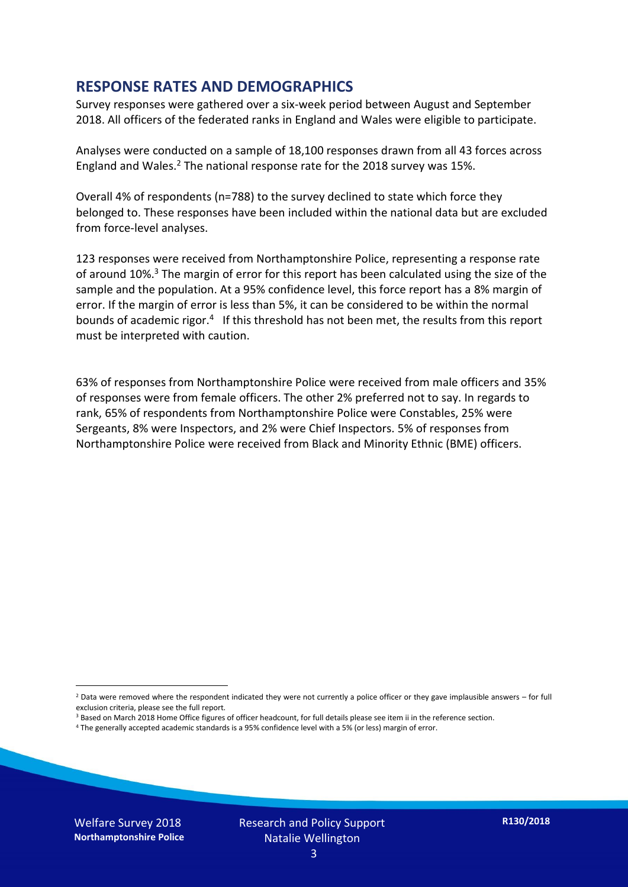## RESPONSE RATES AND DEMOGRAPHICS

Survey responses were gathered over a six-week period between August and September 2018. All officers of the federated ranks in England and Wales were eligible to participate.

Analyses were conducted on a sample of 18,100 responses drawn from all 43 forces across England and Wales.[2] The national response rate for the 2018 survey was 15%.

Overall 4% of respondents (n=788) to the survey declined to state which force they belonged to. These responses have been included within the national data but are excluded from force-level analyses.

123 responses were received from Northamptonshire Police, representing a response rate of around 10%.[3] The margin of error for this report has been calculated using the size of the sample and the population. At a 95% confidence level, this force report has a 8% margin of error. If the margin of error is less than 5%, it can be considered to be within the normal bounds of academic rigor.[4] If this threshold has not been met, the results from this report must be interpreted with caution.

63% of responses from Northamptonshire Police were received from male officers and 35% of responses were from female officers. The other 2% preferred not to say. In regards to rank, 65% of respondents from Northamptonshire Police were Constables, 25% were Sergeants, 8% were Inspectors, and 2% were Chief Inspectors. 5% of responses from Northamptonshire Police were received from Black and Minority Ethnic (BME) officers.

---

[2] Data were removed where the respondent indicated they were not currently a police officer or they gave implausible answers – for full exclusion criteria, please see the full report.

[3] Based on March 2018 Home Office figures of officer headcount, for full details please see item ii in the reference section.

[4] The generally accepted academic standards is a 95% confidence level with a 5% (or less) margin of error.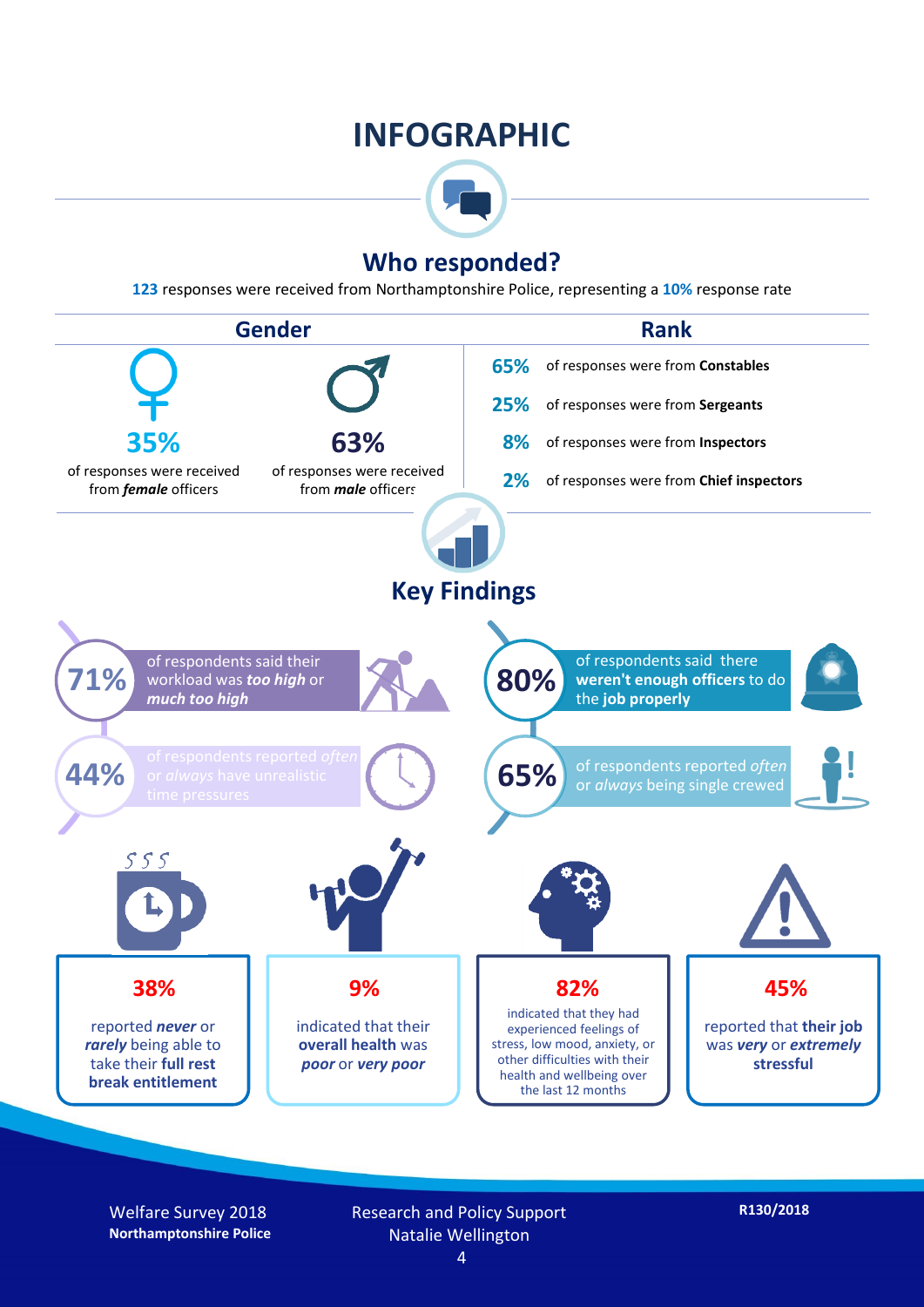# INFOGRAPHIC

## Who responded?

**123** responses were received from Northamptonshire Police, representing a **10%** response rate

### Gender

**35%** of responses were received from ***female*** officers

**63%** of responses were received from ***male*** officers

### Rank

**65%** of responses were from **Constables**

**25%** of responses were from **Sergeants**

**8%** of responses were from **Inspectors**

**2%** of responses were from **Chief inspectors**

## Key Findings

**71%** of respondents said their workload was ***too high*** or ***much too high***

**80%** of respondents said there **weren't enough officers** to do the **job properly**

**44%** of respondents reported *often* or *always* have unrealistic time pressures

**65%** of respondents reported *often* or *always* being single crewed

**38%** reported ***never*** or ***rarely*** being able to take their **full rest break entitlement**

**9%** indicated that their **overall health** was ***poor*** or ***very poor***

**82%** indicated that they had experienced feelings of stress, low mood, anxiety, or other difficulties with their health and wellbeing over the last 12 months

**45%** reported that **their job** was ***very*** or ***extremely*** **stressful**

Welfare Survey 2018
**Northamptonshire Police**

Research and Policy Support
Natalie Wellington

**R130/2018**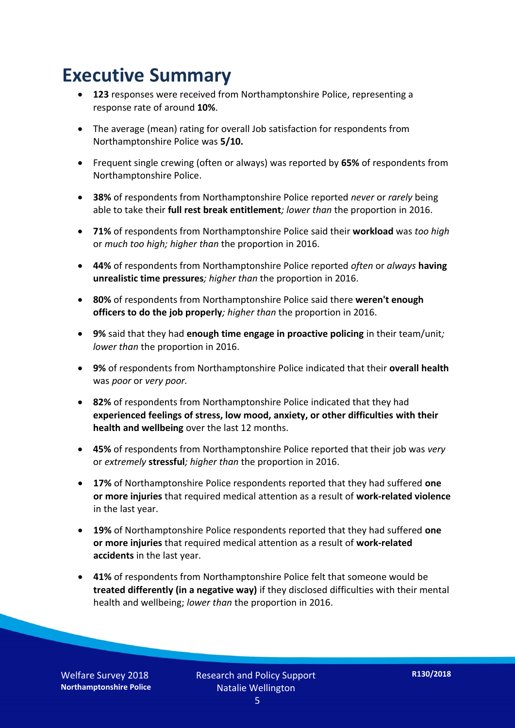# Executive Summary

- **123** responses were received from Northamptonshire Police, representing a response rate of around **10%**.
- The average (mean) rating for overall Job satisfaction for respondents from Northamptonshire Police was **5/10.**
- Frequent single crewing (often or always) was reported by **65%** of respondents from Northamptonshire Police.
- **38%** of respondents from Northamptonshire Police reported *never* or *rarely* being able to take their **full rest break entitlement***; lower than* the proportion in 2016.
- **71%** of respondents from Northamptonshire Police said their **workload** was *too high* or *much too high; higher than* the proportion in 2016.
- **44%** of respondents from Northamptonshire Police reported *often* or *always* **having unrealistic time pressures***; higher than* the proportion in 2016.
- **80%** of respondents from Northamptonshire Police said there **weren't enough officers to do the job properly***; higher than* the proportion in 2016.
- **9%** said that they had **enough time engage in proactive policing** in their team/unit*; lower than* the proportion in 2016.
- **9%** of respondents from Northamptonshire Police indicated that their **overall health** was *poor* or *very poor.*
- **82%** of respondents from Northamptonshire Police indicated that they had **experienced feelings of stress, low mood, anxiety, or other difficulties with their health and wellbeing** over the last 12 months.
- **45%** of respondents from Northamptonshire Police reported that their job was *very* or *extremely* **stressful***; higher than* the proportion in 2016.
- **17%** of Northamptonshire Police respondents reported that they had suffered **one or more injuries** that required medical attention as a result of **work-related violence** in the last year.
- **19%** of Northamptonshire Police respondents reported that they had suffered **one or more injuries** that required medical attention as a result of **work-related accidents** in the last year.
- **41%** of respondents from Northamptonshire Police felt that someone would be **treated differently (in a negative way)** if they disclosed difficulties with their mental health and wellbeing; *lower than* the proportion in 2016.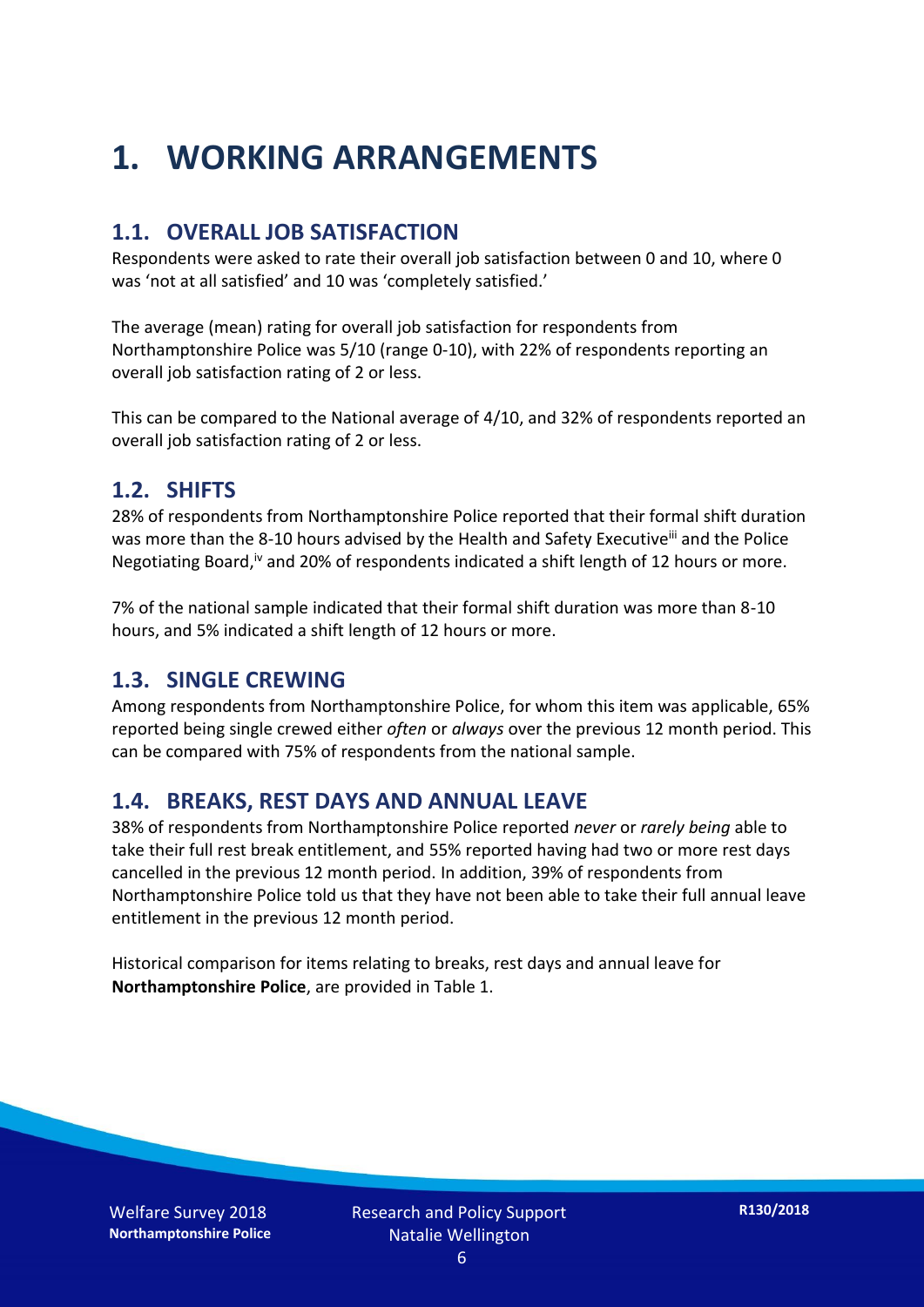# 1. WORKING ARRANGEMENTS

## 1.1. OVERALL JOB SATISFACTION

Respondents were asked to rate their overall job satisfaction between 0 and 10, where 0 was 'not at all satisfied' and 10 was 'completely satisfied.'

The average (mean) rating for overall job satisfaction for respondents from Northamptonshire Police was 5/10 (range 0-10), with 22% of respondents reporting an overall job satisfaction rating of 2 or less.

This can be compared to the National average of 4/10, and 32% of respondents reported an overall job satisfaction rating of 2 or less.

## 1.2. SHIFTS

28% of respondents from Northamptonshire Police reported that their formal shift duration was more than the 8-10 hours advised by the Health and Safety Executive[iii] and the Police Negotiating Board,[iv] and 20% of respondents indicated a shift length of 12 hours or more.

7% of the national sample indicated that their formal shift duration was more than 8-10 hours, and 5% indicated a shift length of 12 hours or more.

## 1.3. SINGLE CREWING

Among respondents from Northamptonshire Police, for whom this item was applicable, 65% reported being single crewed either *often* or *always* over the previous 12 month period. This can be compared with 75% of respondents from the national sample.

## 1.4. BREAKS, REST DAYS AND ANNUAL LEAVE

38% of respondents from Northamptonshire Police reported *never* or *rarely being* able to take their full rest break entitlement, and 55% reported having had two or more rest days cancelled in the previous 12 month period. In addition, 39% of respondents from Northamptonshire Police told us that they have not been able to take their full annual leave entitlement in the previous 12 month period.

Historical comparison for items relating to breaks, rest days and annual leave for **Northamptonshire Police**, are provided in Table 1.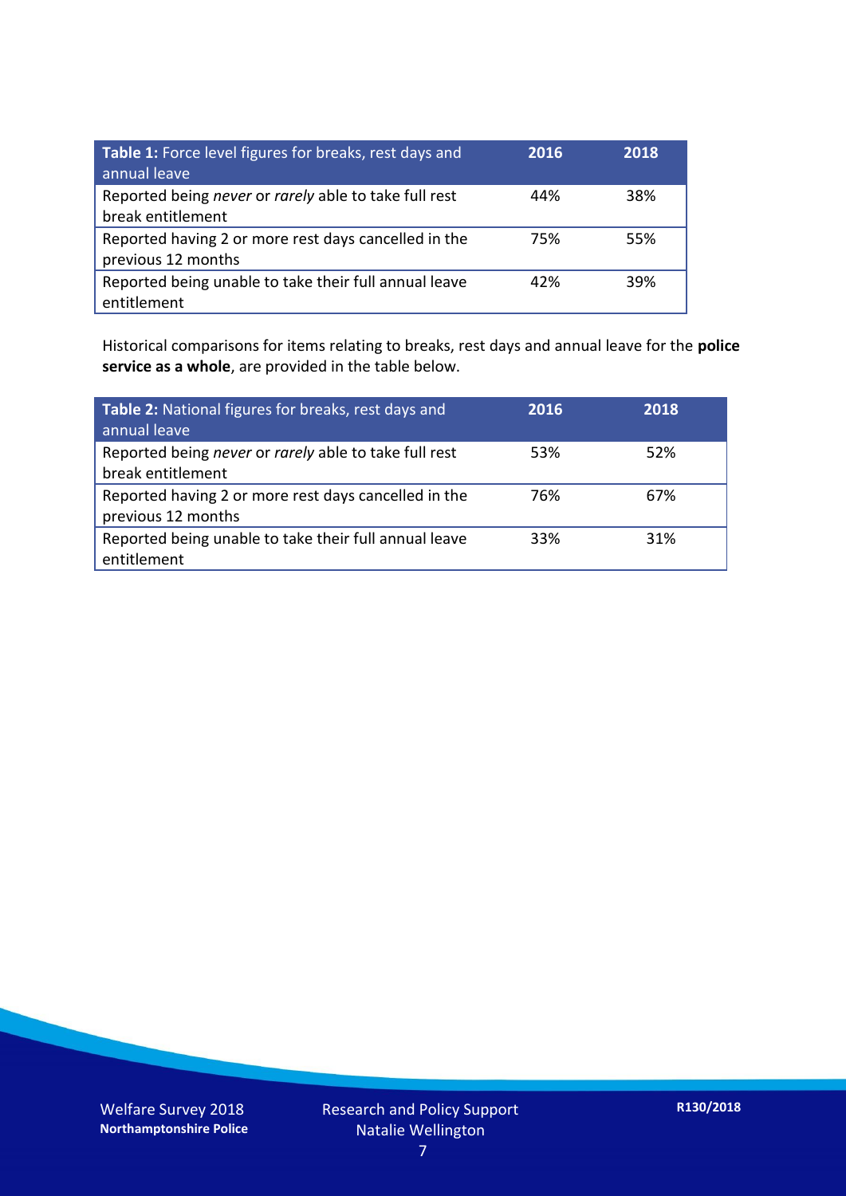| **Table 1:** Force level figures for breaks, rest days and annual leave | **2016** | **2018** |
|---|---|---|
| Reported being *never* or *rarely* able to take full rest break entitlement | 44% | 38% |
| Reported having 2 or more rest days cancelled in the previous 12 months | 75% | 55% |
| Reported being unable to take their full annual leave entitlement | 42% | 39% |

Historical comparisons for items relating to breaks, rest days and annual leave for the **police service as a whole**, are provided in the table below.

| **Table 2:** National figures for breaks, rest days and annual leave | **2016** | **2018** |
|---|---|---|
| Reported being *never* or *rarely* able to take full rest break entitlement | 53% | 52% |
| Reported having 2 or more rest days cancelled in the previous 12 months | 76% | 67% |
| Reported being unable to take their full annual leave entitlement | 33% | 31% |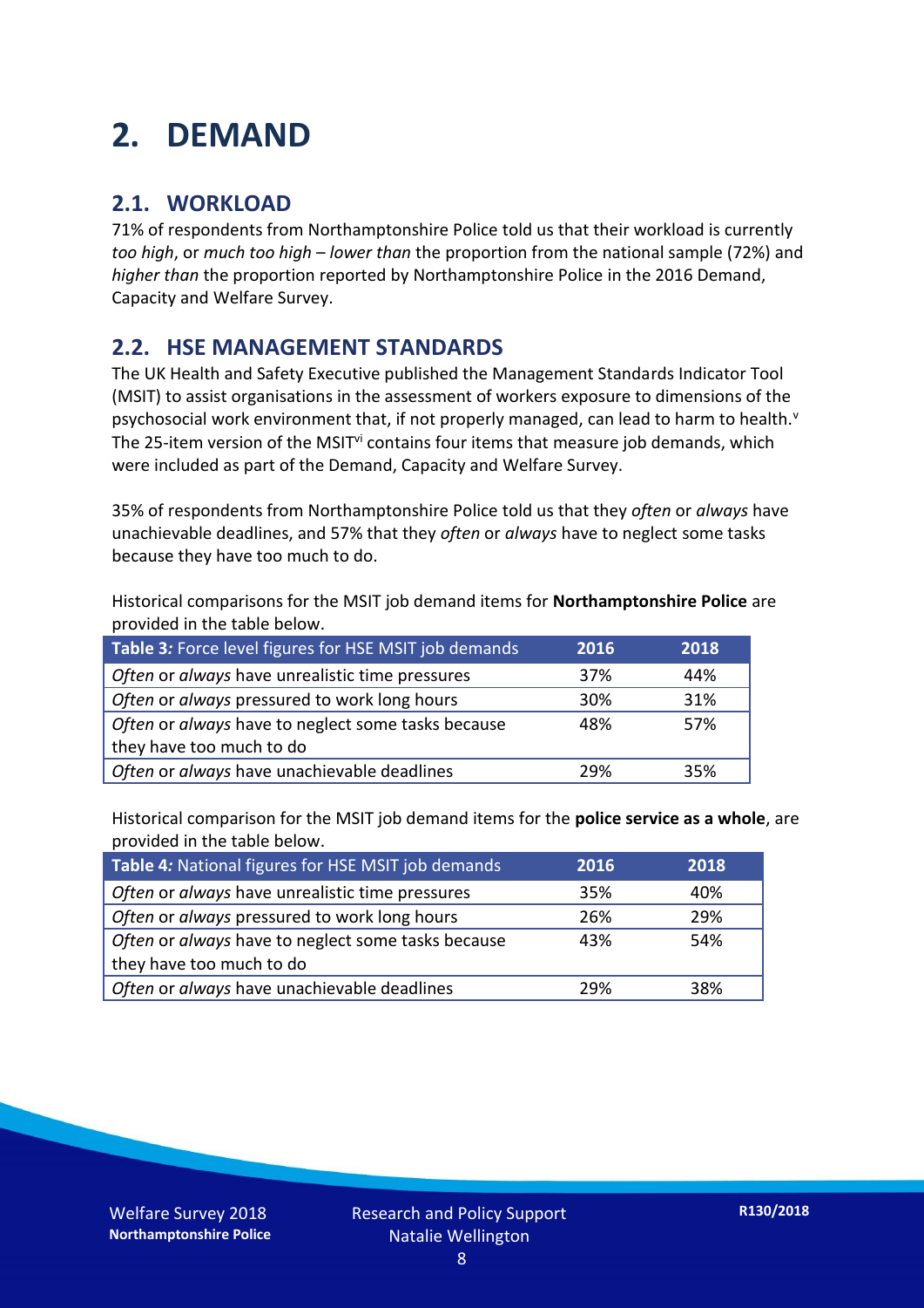# 2. DEMAND

## 2.1. WORKLOAD

71% of respondents from Northamptonshire Police told us that their workload is currently *too high*, or *much too high* – *lower than* the proportion from the national sample (72%) and *higher than* the proportion reported by Northamptonshire Police in the 2016 Demand, Capacity and Welfare Survey.

## 2.2. HSE MANAGEMENT STANDARDS

The UK Health and Safety Executive published the Management Standards Indicator Tool (MSIT) to assist organisations in the assessment of workers exposure to dimensions of the psychosocial work environment that, if not properly managed, can lead to harm to health.[v] The 25-item version of the MSIT[vi] contains four items that measure job demands, which were included as part of the Demand, Capacity and Welfare Survey.

35% of respondents from Northamptonshire Police told us that they *often* or *always* have unachievable deadlines, and 57% that they *often* or *always* have to neglect some tasks because they have too much to do.

Historical comparisons for the MSIT job demand items for **Northamptonshire Police** are provided in the table below.

| **Table 3:** Force level figures for HSE MSIT job demands | 2016 | 2018 |
|---|---|---|
| *Often* or *always* have unrealistic time pressures | 37% | 44% |
| *Often* or *always* pressured to work long hours | 30% | 31% |
| *Often* or *always* have to neglect some tasks because they have too much to do | 48% | 57% |
| *Often* or *always* have unachievable deadlines | 29% | 35% |

Historical comparison for the MSIT job demand items for the **police service as a whole**, are provided in the table below.

| **Table 4:** National figures for HSE MSIT job demands | 2016 | 2018 |
|---|---|---|
| *Often* or *always* have unrealistic time pressures | 35% | 40% |
| *Often* or *always* pressured to work long hours | 26% | 29% |
| *Often* or *always* have to neglect some tasks because they have too much to do | 43% | 54% |
| *Often* or *always* have unachievable deadlines | 29% | 38% |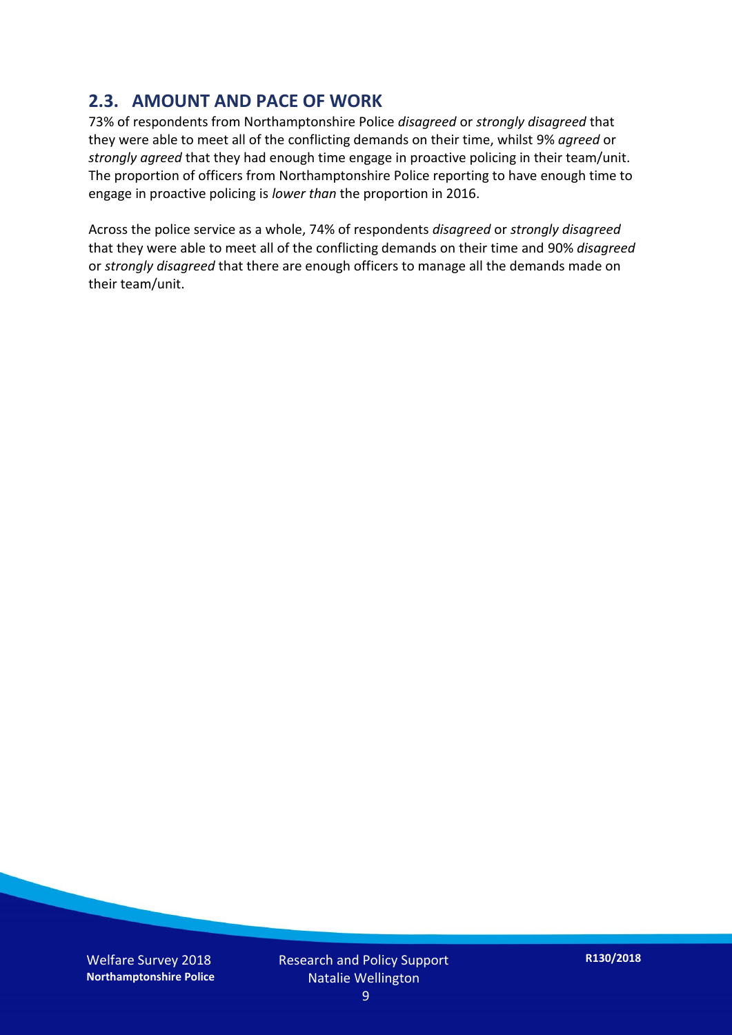## 2.3. AMOUNT AND PACE OF WORK

73% of respondents from Northamptonshire Police *disagreed* or *strongly disagreed* that they were able to meet all of the conflicting demands on their time, whilst 9% *agreed* or *strongly agreed* that they had enough time engage in proactive policing in their team/unit. The proportion of officers from Northamptonshire Police reporting to have enough time to engage in proactive policing is *lower than* the proportion in 2016.

Across the police service as a whole, 74% of respondents *disagreed* or *strongly disagreed* that they were able to meet all of the conflicting demands on their time and 90% *disagreed* or *strongly disagreed* that there are enough officers to manage all the demands made on their team/unit.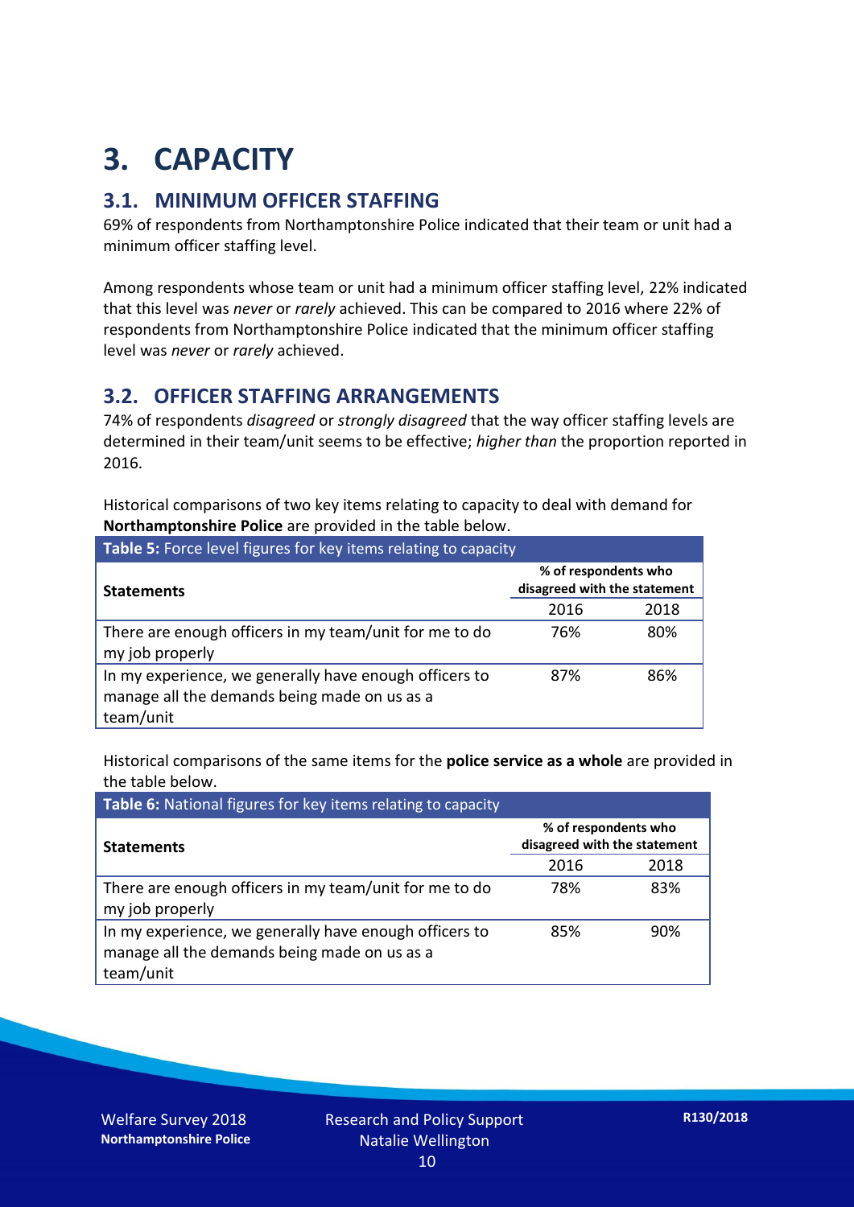# 3. CAPACITY

## 3.1. MINIMUM OFFICER STAFFING

69% of respondents from Northamptonshire Police indicated that their team or unit had a minimum officer staffing level.

Among respondents whose team or unit had a minimum officer staffing level, 22% indicated that this level was *never* or *rarely* achieved. This can be compared to 2016 where 22% of respondents from Northamptonshire Police indicated that the minimum officer staffing level was *never* or *rarely* achieved.

## 3.2. OFFICER STAFFING ARRANGEMENTS

74% of respondents *disagreed* or *strongly disagreed* that the way officer staffing levels are determined in their team/unit seems to be effective; *higher than* the proportion reported in 2016.

Historical comparisons of two key items relating to capacity to deal with demand for **Northamptonshire Police** are provided in the table below.

**Table 5:** Force level figures for key items relating to capacity

| Statements | % of respondents who disagreed with the statement | |
|---|---|---|
| | 2016 | 2018 |
| There are enough officers in my team/unit for me to do my job properly | 76% | 80% |
| In my experience, we generally have enough officers to manage all the demands being made on us as a team/unit | 87% | 86% |

Historical comparisons of the same items for the **police service as a whole** are provided in the table below.

**Table 6:** National figures for key items relating to capacity

| Statements | % of respondents who disagreed with the statement | |
|---|---|---|
| | 2016 | 2018 |
| There are enough officers in my team/unit for me to do my job properly | 78% | 83% |
| In my experience, we generally have enough officers to manage all the demands being made on us as a team/unit | 85% | 90% |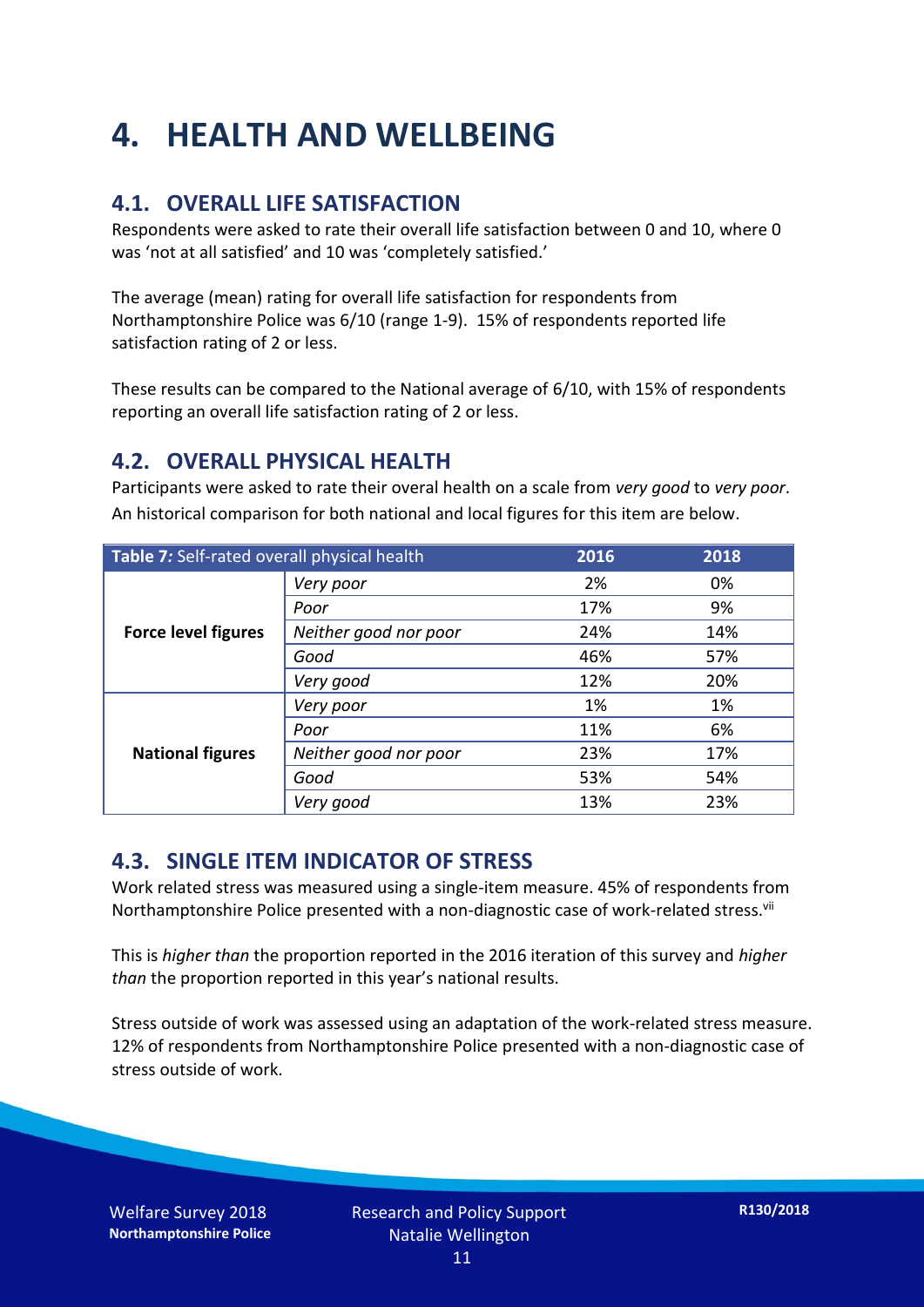# 4. HEALTH AND WELLBEING

## 4.1. OVERALL LIFE SATISFACTION

Respondents were asked to rate their overall life satisfaction between 0 and 10, where 0 was 'not at all satisfied' and 10 was 'completely satisfied.'

The average (mean) rating for overall life satisfaction for respondents from Northamptonshire Police was 6/10 (range 1-9). 15% of respondents reported life satisfaction rating of 2 or less.

These results can be compared to the National average of 6/10, with 15% of respondents reporting an overall life satisfaction rating of 2 or less.

## 4.2. OVERALL PHYSICAL HEALTH

Participants were asked to rate their overal health on a scale from *very good* to *very poor*. An historical comparison for both national and local figures for this item are below.

| **Table 7:** Self-rated overall physical health | | 2016 | 2018 |
|---|---|---|---|
| **Force level figures** | *Very poor* | 2% | 0% |
| | *Poor* | 17% | 9% |
| | *Neither good nor poor* | 24% | 14% |
| | *Good* | 46% | 57% |
| | *Very good* | 12% | 20% |
| **National figures** | *Very poor* | 1% | 1% |
| | *Poor* | 11% | 6% |
| | *Neither good nor poor* | 23% | 17% |
| | *Good* | 53% | 54% |
| | *Very good* | 13% | 23% |

## 4.3. SINGLE ITEM INDICATOR OF STRESS

Work related stress was measured using a single-item measure. 45% of respondents from Northamptonshire Police presented with a non-diagnostic case of work-related stress.[vii]

This is *higher than* the proportion reported in the 2016 iteration of this survey and *higher than* the proportion reported in this year's national results.

Stress outside of work was assessed using an adaptation of the work-related stress measure. 12% of respondents from Northamptonshire Police presented with a non-diagnostic case of stress outside of work.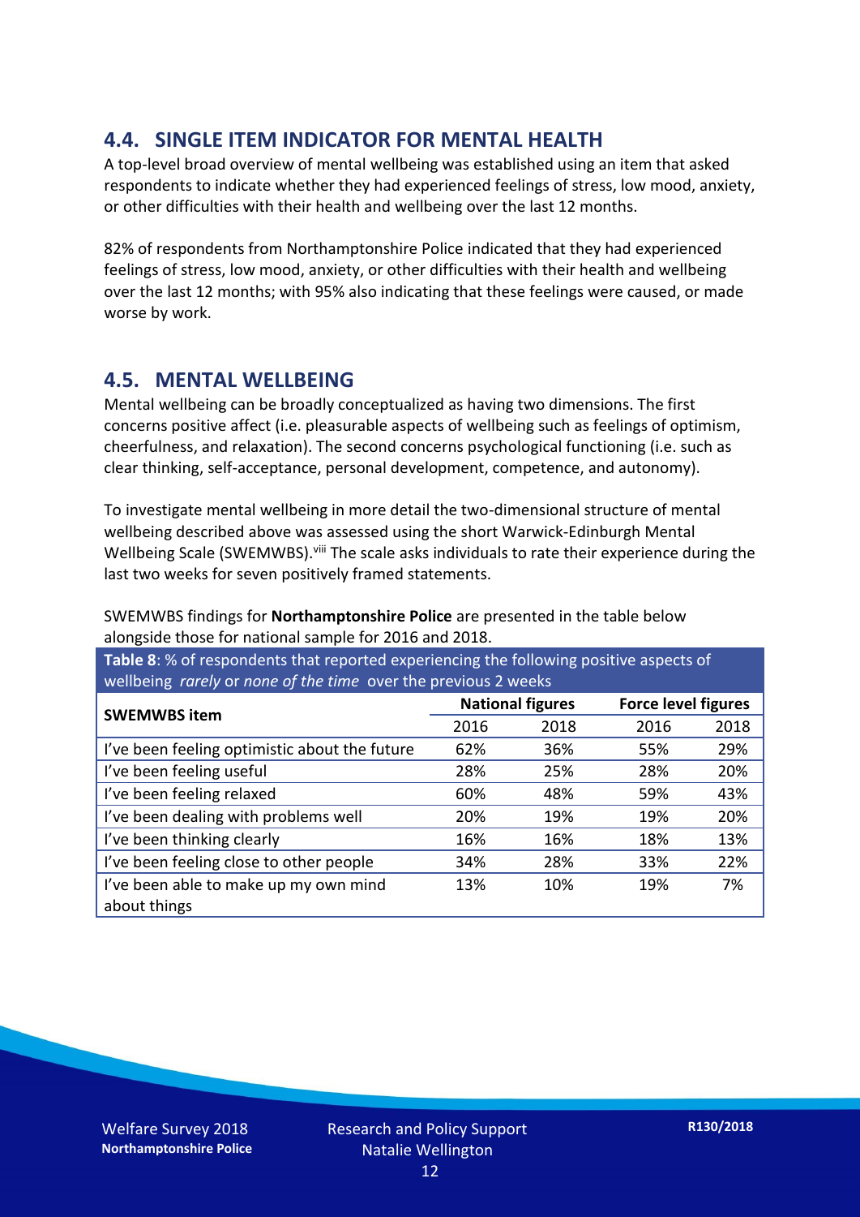## 4.4. SINGLE ITEM INDICATOR FOR MENTAL HEALTH

A top-level broad overview of mental wellbeing was established using an item that asked respondents to indicate whether they had experienced feelings of stress, low mood, anxiety, or other difficulties with their health and wellbeing over the last 12 months.

82% of respondents from Northamptonshire Police indicated that they had experienced feelings of stress, low mood, anxiety, or other difficulties with their health and wellbeing over the last 12 months; with 95% also indicating that these feelings were caused, or made worse by work.

## 4.5. MENTAL WELLBEING

Mental wellbeing can be broadly conceptualized as having two dimensions. The first concerns positive affect (i.e. pleasurable aspects of wellbeing such as feelings of optimism, cheerfulness, and relaxation). The second concerns psychological functioning (i.e. such as clear thinking, self-acceptance, personal development, competence, and autonomy).

To investigate mental wellbeing in more detail the two-dimensional structure of mental wellbeing described above was assessed using the short Warwick-Edinburgh Mental Wellbeing Scale (SWEMWBS).[viii] The scale asks individuals to rate their experience during the last two weeks for seven positively framed statements.

SWEMWBS findings for **Northamptonshire Police** are presented in the table below alongside those for national sample for 2016 and 2018.

**Table 8**: % of respondents that reported experiencing the following positive aspects of wellbeing *rarely* or *none of the time* over the previous 2 weeks

| SWEMWBS item | National figures | | Force level figures | |
|---|---|---|---|---|
| | 2016 | 2018 | 2016 | 2018 |
| I've been feeling optimistic about the future | 62% | 36% | 55% | 29% |
| I've been feeling useful | 28% | 25% | 28% | 20% |
| I've been feeling relaxed | 60% | 48% | 59% | 43% |
| I've been dealing with problems well | 20% | 19% | 19% | 20% |
| I've been thinking clearly | 16% | 16% | 18% | 13% |
| I've been feeling close to other people | 34% | 28% | 33% | 22% |
| I've been able to make up my own mind about things | 13% | 10% | 19% | 7% |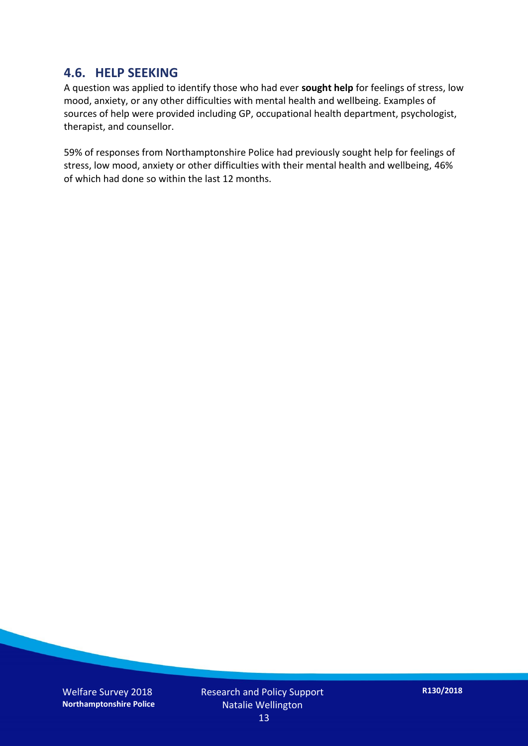## 4.6. HELP SEEKING

A question was applied to identify those who had ever **sought help** for feelings of stress, low mood, anxiety, or any other difficulties with mental health and wellbeing. Examples of sources of help were provided including GP, occupational health department, psychologist, therapist, and counsellor.

59% of responses from Northamptonshire Police had previously sought help for feelings of stress, low mood, anxiety or other difficulties with their mental health and wellbeing, 46% of which had done so within the last 12 months.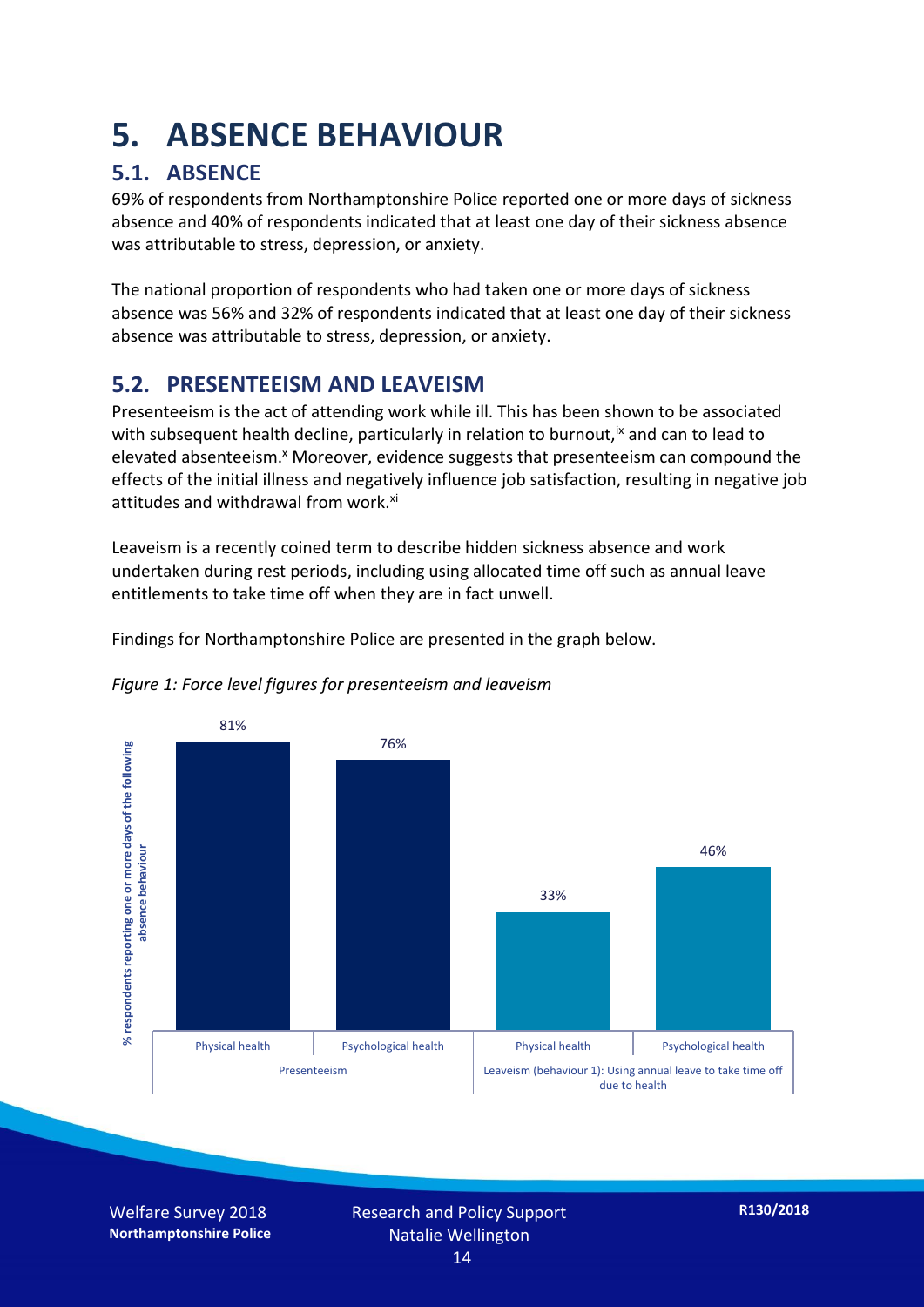# 5. ABSENCE BEHAVIOUR

## 5.1. ABSENCE

69% of respondents from Northamptonshire Police reported one or more days of sickness absence and 40% of respondents indicated that at least one day of their sickness absence was attributable to stress, depression, or anxiety.

The national proportion of respondents who had taken one or more days of sickness absence was 56% and 32% of respondents indicated that at least one day of their sickness absence was attributable to stress, depression, or anxiety.

## 5.2. PRESENTEEISM AND LEAVEISM

Presenteeism is the act of attending work while ill. This has been shown to be associated with subsequent health decline, particularly in relation to burnout,[ix] and can to lead to elevated absenteeism.[x] Moreover, evidence suggests that presenteeism can compound the effects of the initial illness and negatively influence job satisfaction, resulting in negative job attitudes and withdrawal from work.[xi]

Leaveism is a recently coined term to describe hidden sickness absence and work undertaken during rest periods, including using allocated time off such as annual leave entitlements to take time off when they are in fact unwell.

Findings for Northamptonshire Police are presented in the graph below.

*Figure 1: Force level figures for presenteeism and leaveism*

| % respondents reporting one or more days of the following absence behaviour | Physical health | Psychological health |
|---|---|---|
| Presenteeism | 81% | 76% |
| Leaveism (behaviour 1): Using annual leave to take time off due to health | 33% | 46% |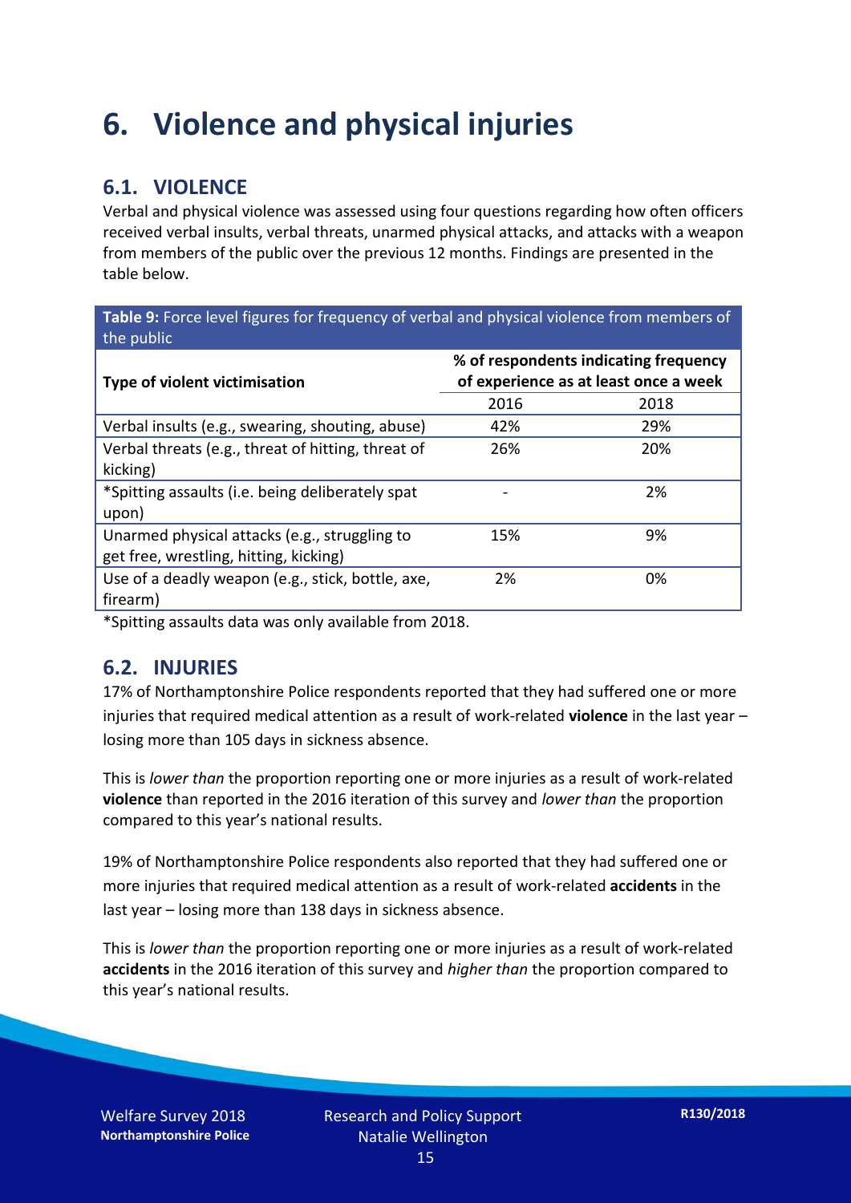# 6. Violence and physical injuries

## 6.1. VIOLENCE

Verbal and physical violence was assessed using four questions regarding how often officers received verbal insults, verbal threats, unarmed physical attacks, and attacks with a weapon from members of the public over the previous 12 months. Findings are presented in the table below.

**Table 9:** Force level figures for frequency of verbal and physical violence from members of the public

| Type of violent victimisation | % of respondents indicating frequency of experience as at least once a week | |
|---|---|---|
| | 2016 | 2018 |
| Verbal insults (e.g., swearing, shouting, abuse) | 42% | 29% |
| Verbal threats (e.g., threat of hitting, threat of kicking) | 26% | 20% |
| *Spitting assaults (i.e. being deliberately spat upon) | - | 2% |
| Unarmed physical attacks (e.g., struggling to get free, wrestling, hitting, kicking) | 15% | 9% |
| Use of a deadly weapon (e.g., stick, bottle, axe, firearm) | 2% | 0% |

*Spitting assaults data was only available from 2018.

## 6.2. INJURIES

17% of Northamptonshire Police respondents reported that they had suffered one or more injuries that required medical attention as a result of work-related **violence** in the last year – losing more than 105 days in sickness absence.

This is *lower than* the proportion reporting one or more injuries as a result of work-related **violence** than reported in the 2016 iteration of this survey and *lower than* the proportion compared to this year's national results.

19% of Northamptonshire Police respondents also reported that they had suffered one or more injuries that required medical attention as a result of work-related **accidents** in the last year – losing more than 138 days in sickness absence.

This is *lower than* the proportion reporting one or more injuries as a result of work-related **accidents** in the 2016 iteration of this survey and *higher than* the proportion compared to this year's national results.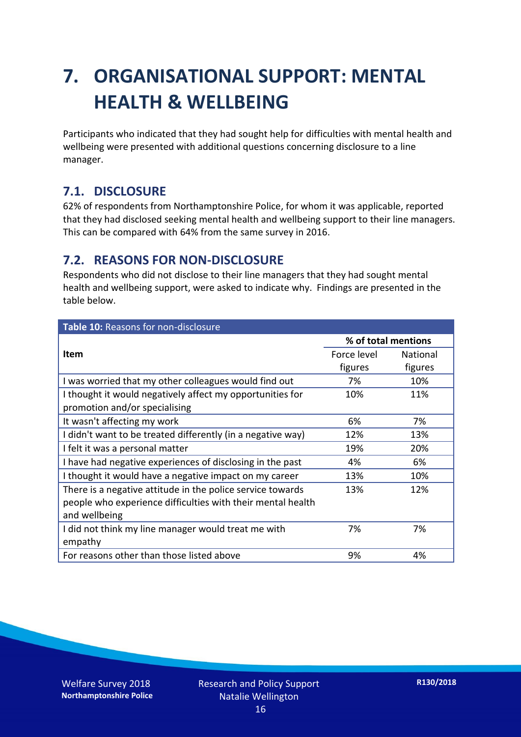# 7. ORGANISATIONAL SUPPORT: MENTAL HEALTH & WELLBEING

Participants who indicated that they had sought help for difficulties with mental health and wellbeing were presented with additional questions concerning disclosure to a line manager.

## 7.1. DISCLOSURE

62% of respondents from Northamptonshire Police, for whom it was applicable, reported that they had disclosed seeking mental health and wellbeing support to their line managers. This can be compared with 64% from the same survey in 2016.

## 7.2. REASONS FOR NON-DISCLOSURE

Respondents who did not disclose to their line managers that they had sought mental health and wellbeing support, were asked to indicate why. Findings are presented in the table below.

**Table 10:** Reasons for non-disclosure

| Item | % of total mentions | |
|---|---|---|
| | Force level figures | National figures |
| I was worried that my other colleagues would find out | 7% | 10% |
| I thought it would negatively affect my opportunities for promotion and/or specialising | 10% | 11% |
| It wasn't affecting my work | 6% | 7% |
| I didn't want to be treated differently (in a negative way) | 12% | 13% |
| I felt it was a personal matter | 19% | 20% |
| I have had negative experiences of disclosing in the past | 4% | 6% |
| I thought it would have a negative impact on my career | 13% | 10% |
| There is a negative attitude in the police service towards people who experience difficulties with their mental health and wellbeing | 13% | 12% |
| I did not think my line manager would treat me with empathy | 7% | 7% |
| For reasons other than those listed above | 9% | 4% |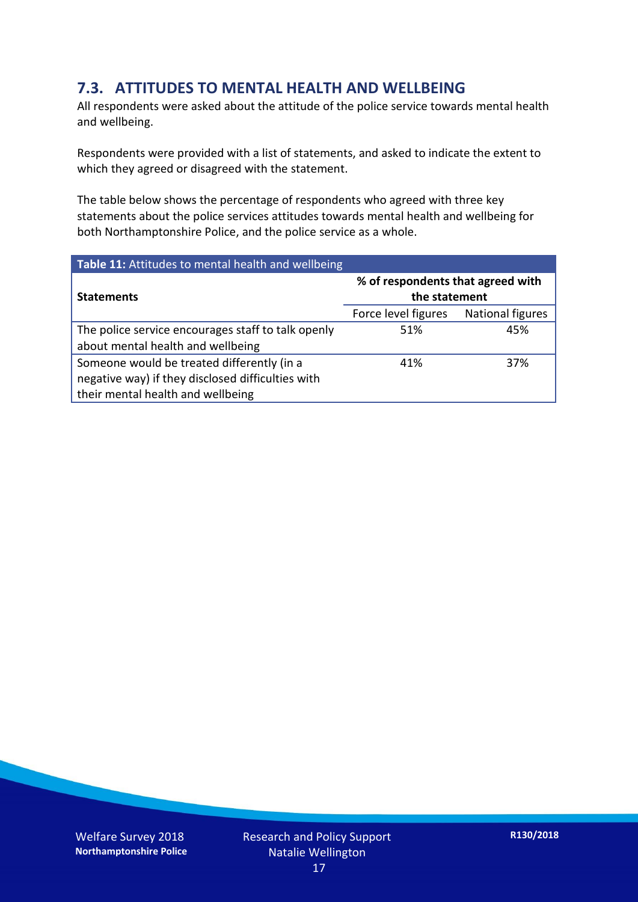## 7.3. ATTITUDES TO MENTAL HEALTH AND WELLBEING

All respondents were asked about the attitude of the police service towards mental health and wellbeing.

Respondents were provided with a list of statements, and asked to indicate the extent to which they agreed or disagreed with the statement.

The table below shows the percentage of respondents who agreed with three key statements about the police services attitudes towards mental health and wellbeing for both Northamptonshire Police, and the police service as a whole.

**Table 11:** Attitudes to mental health and wellbeing

| **Statements** | **% of respondents that agreed with the statement** | |
|---|---|---|
| | Force level figures | National figures |
| The police service encourages staff to talk openly about mental health and wellbeing | 51% | 45% |
| Someone would be treated differently (in a negative way) if they disclosed difficulties with their mental health and wellbeing | 41% | 37% |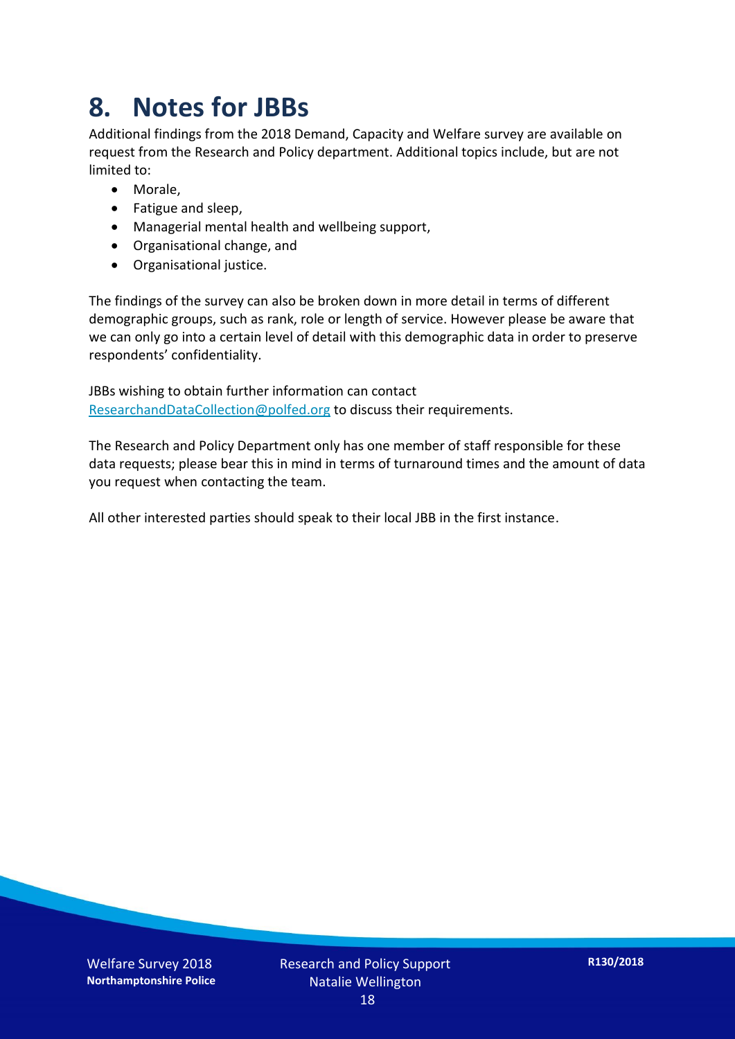# 8. Notes for JBBs

Additional findings from the 2018 Demand, Capacity and Welfare survey are available on request from the Research and Policy department. Additional topics include, but are not limited to:

- Morale,
- Fatigue and sleep,
- Managerial mental health and wellbeing support,
- Organisational change, and
- Organisational justice.

The findings of the survey can also be broken down in more detail in terms of different demographic groups, such as rank, role or length of service. However please be aware that we can only go into a certain level of detail with this demographic data in order to preserve respondents' confidentiality.

JBBs wishing to obtain further information can contact ResearchandDataCollection@polfed.org to discuss their requirements.

The Research and Policy Department only has one member of staff responsible for these data requests; please bear this in mind in terms of turnaround times and the amount of data you request when contacting the team.

All other interested parties should speak to their local JBB in the first instance.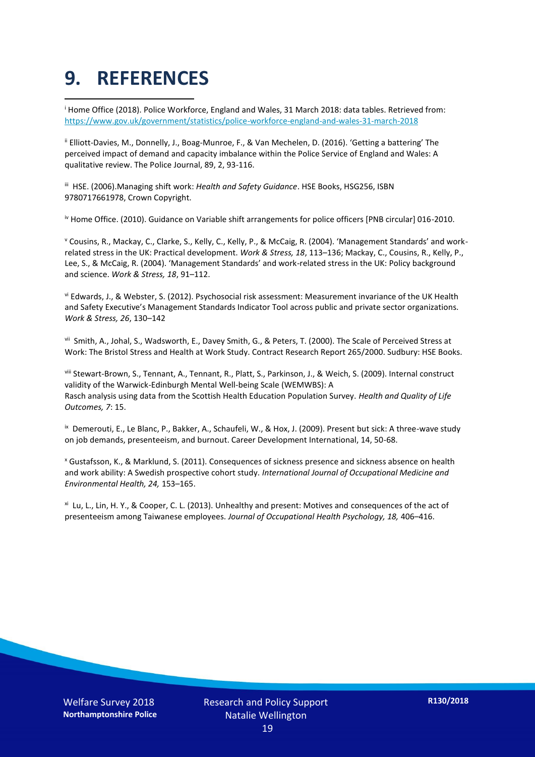# 9. REFERENCES

[i] Home Office (2018). Police Workforce, England and Wales, 31 March 2018: data tables. Retrieved from: https://www.gov.uk/government/statistics/police-workforce-england-and-wales-31-march-2018

[ii] Elliott-Davies, M., Donnelly, J., Boag-Munroe, F., & Van Mechelen, D. (2016). 'Getting a battering' The perceived impact of demand and capacity imbalance within the Police Service of England and Wales: A qualitative review. The Police Journal, 89, 2, 93-116.

[iii] HSE. (2006).Managing shift work: *Health and Safety Guidance*. HSE Books, HSG256, ISBN 9780717661978, Crown Copyright.

[iv] Home Office. (2010). Guidance on Variable shift arrangements for police officers [PNB circular] 016-2010.

[v] Cousins, R., Mackay, C., Clarke, S., Kelly, C., Kelly, P., & McCaig, R. (2004). 'Management Standards' and work-related stress in the UK: Practical development. *Work & Stress, 18*, 113–136; Mackay, C., Cousins, R., Kelly, P., Lee, S., & McCaig, R. (2004). 'Management Standards' and work-related stress in the UK: Policy background and science. *Work & Stress, 18*, 91–112.

[vi] Edwards, J., & Webster, S. (2012). Psychosocial risk assessment: Measurement invariance of the UK Health and Safety Executive's Management Standards Indicator Tool across public and private sector organizations. *Work & Stress, 26*, 130–142

[vii] Smith, A., Johal, S., Wadsworth, E., Davey Smith, G., & Peters, T. (2000). The Scale of Perceived Stress at Work: The Bristol Stress and Health at Work Study. Contract Research Report 265/2000. Sudbury: HSE Books.

[viii] Stewart-Brown, S., Tennant, A., Tennant, R., Platt, S., Parkinson, J., & Weich, S. (2009). Internal construct validity of the Warwick-Edinburgh Mental Well-being Scale (WEMWBS): A Rasch analysis using data from the Scottish Health Education Population Survey. *Health and Quality of Life Outcomes, 7*: 15.

[ix] Demerouti, E., Le Blanc, P., Bakker, A., Schaufeli, W., & Hox, J. (2009). Present but sick: A three-wave study on job demands, presenteeism, and burnout. Career Development International, 14, 50-68.

[x] Gustafsson, K., & Marklund, S. (2011). Consequences of sickness presence and sickness absence on health and work ability: A Swedish prospective cohort study. *International Journal of Occupational Medicine and Environmental Health, 24,* 153–165.

[xi] Lu, L., Lin, H. Y., & Cooper, C. L. (2013). Unhealthy and present: Motives and consequences of the act of presenteeism among Taiwanese employees. *Journal of Occupational Health Psychology, 18,* 406–416.